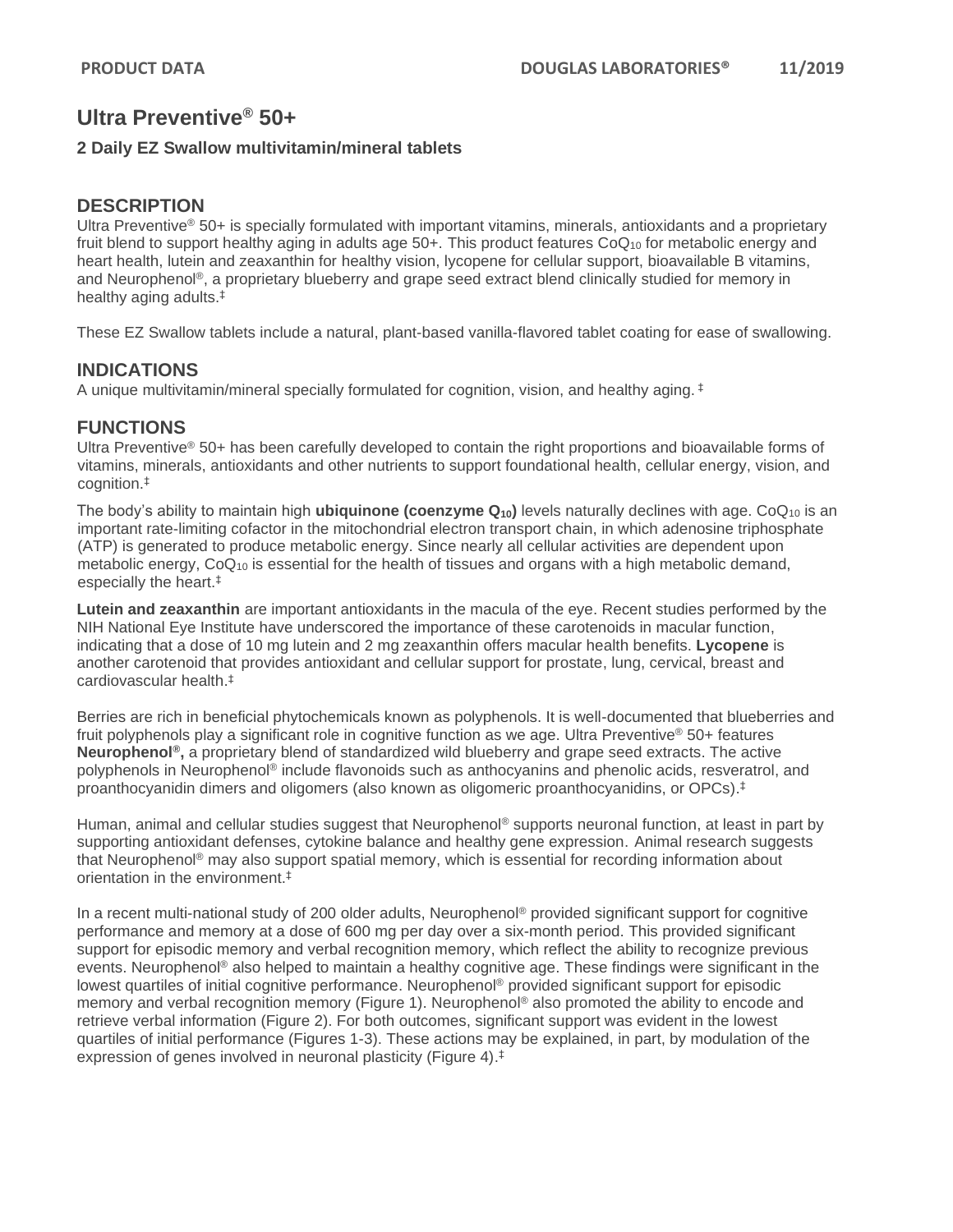# Ultra Preventive® 50+

### 2 Daily EZ Swallow multivitamin/mineral tablets

## DESCRIPTION

Ultra Preventive® 50+ is specially formulated with important vitamins, minerals, antioxidants and a proprietary fruit blend to support healthy aging in adults age 50+. This product features $CoQ_{10}$ for metabolic energy and heart health, lutein and zeaxanthin for healthy vision, lycopene for cellular support, bioavailable B vitamins, and Neurophenol®, a proprietary blueberry and grape seed extract blend clinically studied for memory in healthy aging adults.‡

These EZ Swallow tablets include a natural, plant-based vanilla-flavored tablet coating for ease of swallowing.

## INDICATIONS

A unique multivitamin/mineral specially formulated for cognition, vision, and healthy aging. ‡

## FUNCTIONS

Ultra Preventive® 50+ has been carefully developed to contain the right proportions and bioavailable forms of vitamins, minerals, antioxidants and other nutrients to support foundational health, cellular energy, vision, and cognition.‡

The body's ability to maintain high **ubiquinone (coenzyme $Q_{10}$)** levels naturally declines with age. $CoQ_{10}$ is an important rate-limiting cofactor in the mitochondrial electron transport chain, in which adenosine triphosphate (ATP) is generated to produce metabolic energy. Since nearly all cellular activities are dependent upon metabolic energy, $CoQ_{10}$ is essential for the health of tissues and organs with a high metabolic demand, especially the heart.‡

**Lutein and zeaxanthin** are important antioxidants in the macula of the eye. Recent studies performed by the NIH National Eye Institute have underscored the importance of these carotenoids in macular function, indicating that a dose of 10 mg lutein and 2 mg zeaxanthin offers macular health benefits. **Lycopene** is another carotenoid that provides antioxidant and cellular support for prostate, lung, cervical, breast and cardiovascular health.‡

Berries are rich in beneficial phytochemicals known as polyphenols. It is well-documented that blueberries and fruit polyphenols play a significant role in cognitive function as we age. Ultra Preventive® 50+ features **Neurophenol®,** a proprietary blend of standardized wild blueberry and grape seed extracts. The active polyphenols in Neurophenol® include flavonoids such as anthocyanins and phenolic acids, resveratrol, and proanthocyanidin dimers and oligomers (also known as oligomeric proanthocyanidins, or OPCs).‡

Human, animal and cellular studies suggest that Neurophenol® supports neuronal function, at least in part by supporting antioxidant defenses, cytokine balance and healthy gene expression. Animal research suggests that Neurophenol® may also support spatial memory, which is essential for recording information about orientation in the environment.‡

In a recent multi-national study of 200 older adults, Neurophenol® provided significant support for cognitive performance and memory at a dose of 600 mg per day over a six-month period. This provided significant support for episodic memory and verbal recognition memory, which reflect the ability to recognize previous events. Neurophenol® also helped to maintain a healthy cognitive age. These findings were significant in the lowest quartiles of initial cognitive performance. Neurophenol® provided significant support for episodic memory and verbal recognition memory (Figure 1). Neurophenol® also promoted the ability to encode and retrieve verbal information (Figure 2). For both outcomes, significant support was evident in the lowest quartiles of initial performance (Figures 1-3). These actions may be explained, in part, by modulation of the expression of genes involved in neuronal plasticity (Figure 4).‡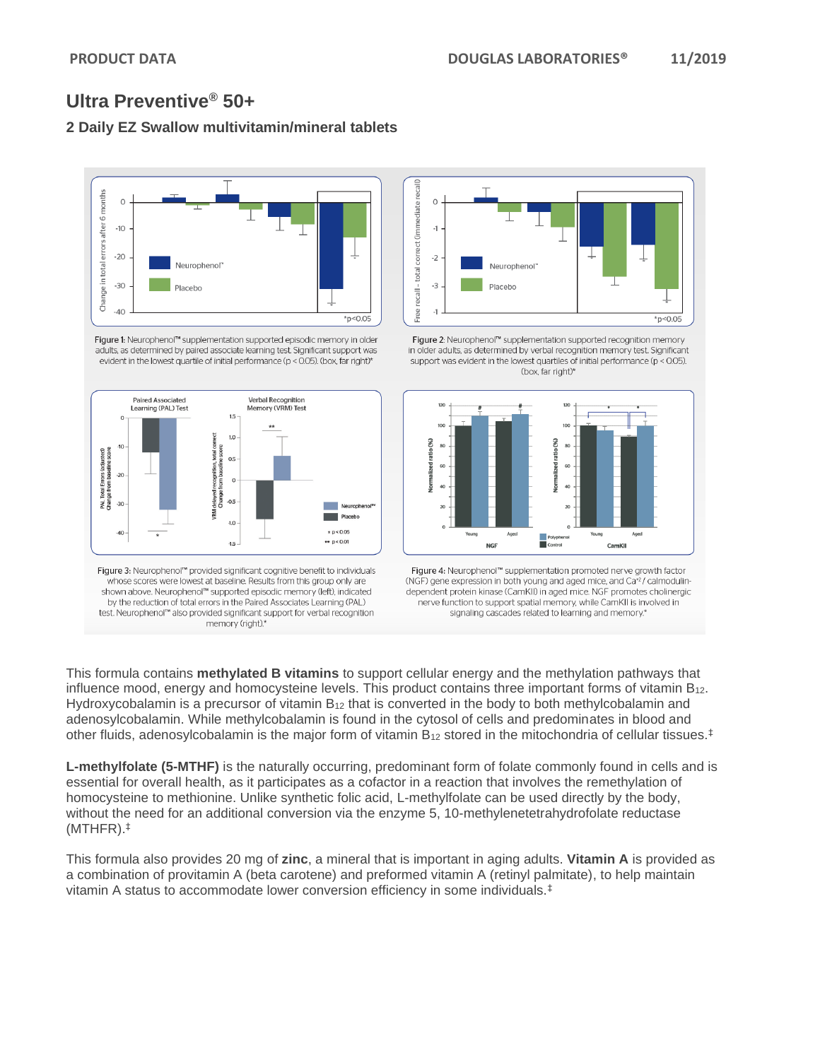# Ultra Preventive® 50+

## 2 Daily EZ Swallow multivitamin/mineral tablets

Figure 1: Neurophenol™ supplementation supported episodic memory in older adults, as determined by paired associate learning test. Significant support was evident in the lowest quartile of initial performance ($p < 0.05$). (box, far right)*

Figure 2: Neurophenol™ supplementation supported recognition memory in older adults, as determined by verbal recognition memory test. Significant support was evident in the lowest quartiles of initial performance ($p < 0.05$). (box, far right)*

Figure 3: Neurophenol™ provided significant cognitive benefit to individuals whose scores were lowest at baseline. Results from this group only are shown above. Neurophenol™ supported episodic memory (left), indicated by the reduction of total errors in the Paired Associates Learning (PAL) test. Neurophenol™ also provided significant support for verbal recognition memory (right).*

Figure 4: Neurophenol™ supplementation promoted nerve growth factor (NGF) gene expression in both young and aged mice, and $Ca^{+2}$ / calmodulin-dependent protein kinase (CamKII) in aged mice. NGF promotes cholinergic nerve function to support spatial memory, while CamKII is involved in signaling cascades related to learning and memory.*

This formula contains **methylated B vitamins** to support cellular energy and the methylation pathways that influence mood, energy and homocysteine levels. This product contains three important forms of vitamin $B_{12}$. Hydroxycobalamin is a precursor of vitamin $B_{12}$ that is converted in the body to both methylcobalamin and adenosylcobalamin. While methylcobalamin is found in the cytosol of cells and predominates in blood and other fluids, adenosylcobalamin is the major form of vitamin $B_{12}$ stored in the mitochondria of cellular tissues.‡

**L-methylfolate (5-MTHF)** is the naturally occurring, predominant form of folate commonly found in cells and is essential for overall health, as it participates as a cofactor in a reaction that involves the remethylation of homocysteine to methionine. Unlike synthetic folic acid, L-methylfolate can be used directly by the body, without the need for an additional conversion via the enzyme 5, 10-methylenetetrahydrofolate reductase (MTHFR).‡

This formula also provides 20 mg of **zinc**, a mineral that is important in aging adults. **Vitamin A** is provided as a combination of provitamin A (beta carotene) and preformed vitamin A (retinyl palmitate), to help maintain vitamin A status to accommodate lower conversion efficiency in some individuals.‡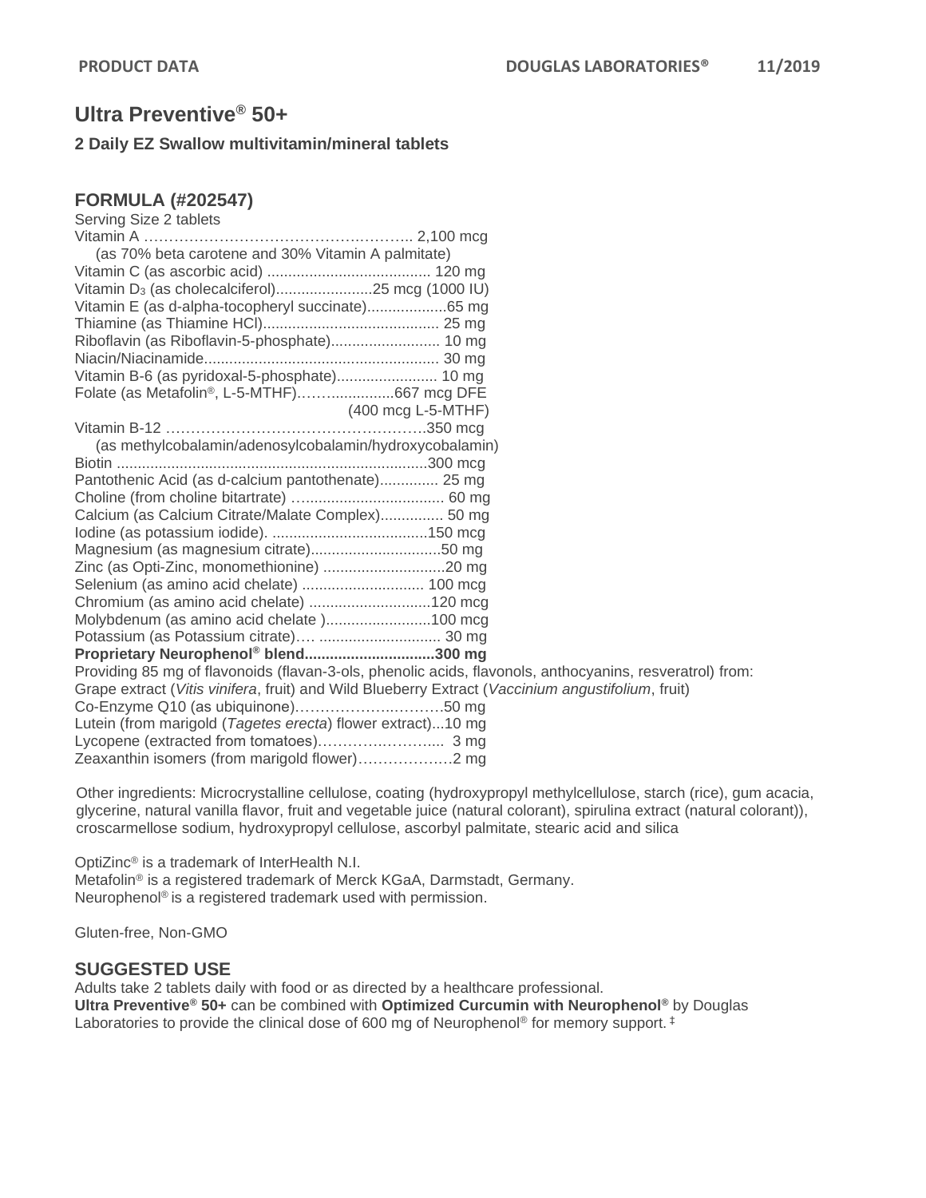PRODUCT DATA DOUGLAS LABORATORIES® 11/2019

# Ultra Preventive® 50+

### 2 Daily EZ Swallow multivitamin/mineral tablets

## FORMULA (#202547)

Serving Size 2 tablets

| Ingredient | Amount |
|---|---|
| Vitamin A (as 70% beta carotene and 30% Vitamin A palmitate) | 2,100 mcg |
| Vitamin C (as ascorbic acid) | 120 mg |
| Vitamin $D_3$ (as cholecalciferol) | 25 mcg (1000 IU) |
| Vitamin E (as d-alpha-tocopheryl succinate) | 65 mg |
| Thiamine (as Thiamine HCl) | 25 mg |
| Riboflavin (as Riboflavin-5-phosphate) | 10 mg |
| Niacin/Niacinamide | 30 mg |
| Vitamin B-6 (as pyridoxal-5-phosphate) | 10 mg |
| Folate (as Metafolin®, L-5-MTHF) | 667 mcg DFE (400 mcg L-5-MTHF) |
| Vitamin B-12 (as methylcobalamin/adenosylcobalamin/hydroxycobalamin) | 350 mcg |
| Biotin | 300 mcg |
| Pantothenic Acid (as d-calcium pantothenate) | 25 mg |
| Choline (from choline bitartrate) | 60 mg |
| Calcium (as Calcium Citrate/Malate Complex) | 50 mg |
| Iodine (as potassium iodide). | 150 mcg |
| Magnesium (as magnesium citrate) | 50 mg |
| Zinc (as Opti-Zinc, monomethionine) | 20 mg |
| Selenium (as amino acid chelate) | 100 mcg |
| Chromium (as amino acid chelate) | 120 mcg |
| Molybdenum (as amino acid chelate ) | 100 mcg |
| Potassium (as Potassium citrate) | 30 mg |
| **Proprietary Neurophenol® blend** | **300 mg** |

Providing 85 mg of flavonoids (flavan-3-ols, phenolic acids, flavonols, anthocyanins, resveratrol) from:
Grape extract (*Vitis vinifera*, fruit) and Wild Blueberry Extract (*Vaccinium angustifolium*, fruit)

| Ingredient | Amount |
|---|---|
| Co-Enzyme Q10 (as ubiquinone) | 50 mg |
| Lutein (from marigold (*Tagetes erecta*) flower extract) | 10 mg |
| Lycopene (extracted from tomatoes) | 3 mg |
| Zeaxanthin isomers (from marigold flower) | 2 mg |

Other ingredients: Microcrystalline cellulose, coating (hydroxypropyl methylcellulose, starch (rice), gum acacia, glycerine, natural vanilla flavor, fruit and vegetable juice (natural colorant), spirulina extract (natural colorant)), croscarmellose sodium, hydroxypropyl cellulose, ascorbyl palmitate, stearic acid and silica

OptiZinc® is a trademark of InterHealth N.I.
Metafolin® is a registered trademark of Merck KGaA, Darmstadt, Germany.
Neurophenol® is a registered trademark used with permission.

Gluten-free, Non-GMO

## SUGGESTED USE

Adults take 2 tablets daily with food or as directed by a healthcare professional.
**Ultra Preventive® 50+** can be combined with **Optimized Curcumin with Neurophenol®** by Douglas Laboratories to provide the clinical dose of 600 mg of Neurophenol® for memory support. ‡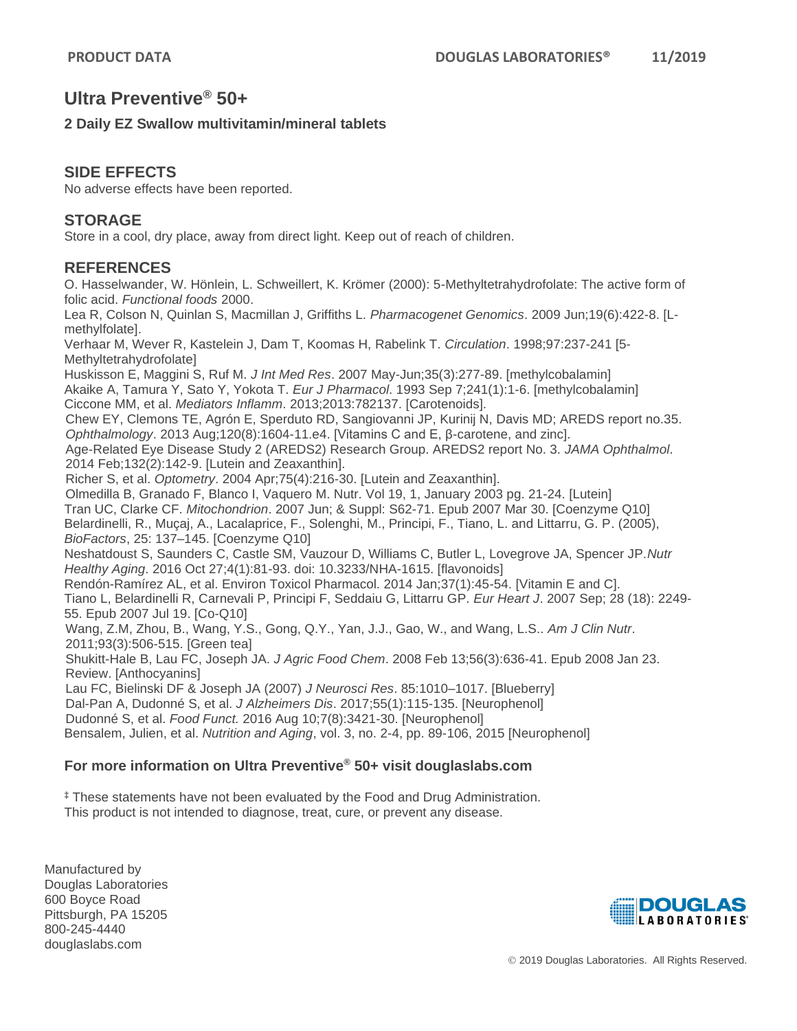# Ultra Preventive® 50+

**2 Daily EZ Swallow multivitamin/mineral tablets**

## SIDE EFFECTS

No adverse effects have been reported.

## STORAGE

Store in a cool, dry place, away from direct light. Keep out of reach of children.

## REFERENCES

O. Hasselwander, W. Hönlein, L. Schweillert, K. Krömer (2000): 5-Methyltetrahydrofolate: The active form of folic acid. *Functional foods* 2000.

Lea R, Colson N, Quinlan S, Macmillan J, Griffiths L. *Pharmacogenet Genomics*. 2009 Jun;19(6):422-8. [L-methylfolate].

Verhaar M, Wever R, Kastelein J, Dam T, Koomas H, Rabelink T. *Circulation*. 1998;97:237-241 [5-Methyltetrahydrofolate]

Huskisson E, Maggini S, Ruf M. *J Int Med Res*. 2007 May-Jun;35(3):277-89. [methylcobalamin]

Akaike A, Tamura Y, Sato Y, Yokota T. *Eur J Pharmacol*. 1993 Sep 7;241(1):1-6. [methylcobalamin]

Ciccone MM, et al. *Mediators Inflamm*. 2013;2013:782137. [Carotenoids].

Chew EY, Clemons TE, Agrón E, Sperduto RD, Sangiovanni JP, Kurinij N, Davis MD; AREDS report no.35. *Ophthalmology*. 2013 Aug;120(8):1604-11.e4. [Vitamins C and E, β-carotene, and zinc].

Age-Related Eye Disease Study 2 (AREDS2) Research Group. AREDS2 report No. 3. *JAMA Ophthalmol*. 2014 Feb;132(2):142-9. [Lutein and Zeaxanthin].

Richer S, et al. *Optometry*. 2004 Apr;75(4):216-30. [Lutein and Zeaxanthin].

Olmedilla B, Granado F, Blanco I, Vaquero M. Nutr. Vol 19, 1, January 2003 pg. 21-24. [Lutein]

Tran UC, Clarke CF. *Mitochondrion*. 2007 Jun; & Suppl: S62-71. Epub 2007 Mar 30. [Coenzyme Q10]

Belardinelli, R., Muçaj, A., Lacalaprice, F., Solenghi, M., Principi, F., Tiano, L. and Littarru, G. P. (2005), *BioFactors*, 25: 137–145. [Coenzyme Q10]

Neshatdoust S, Saunders C, Castle SM, Vauzour D, Williams C, Butler L, Lovegrove JA, Spencer JP. *Nutr Healthy Aging*. 2016 Oct 27;4(1):81-93. doi: 10.3233/NHA-1615. [flavonoids]

Rendón-Ramírez AL, et al. Environ Toxicol Pharmacol. 2014 Jan;37(1):45-54. [Vitamin E and C].

Tiano L, Belardinelli R, Carnevali P, Principi F, Seddaiu G, Littarru GP. *Eur Heart J*. 2007 Sep; 28 (18): 2249-55. Epub 2007 Jul 19. [Co-Q10]

Wang, Z.M, Zhou, B., Wang, Y.S., Gong, Q.Y., Yan, J.J., Gao, W., and Wang, L.S.. *Am J Clin Nutr*. 2011;93(3):506-515. [Green tea]

Shukitt-Hale B, Lau FC, Joseph JA. *J Agric Food Chem*. 2008 Feb 13;56(3):636-41. Epub 2008 Jan 23. Review. [Anthocyanins]

Lau FC, Bielinski DF & Joseph JA (2007) *J Neurosci Res*. 85:1010–1017. [Blueberry]

Dal-Pan A, Dudonné S, et al. *J Alzheimers Dis*. 2017;55(1):115-135. [Neurophenol]

Dudonné S, et al. *Food Funct.* 2016 Aug 10;7(8):3421-30. [Neurophenol]

Bensalem, Julien, et al. *Nutrition and Aging*, vol. 3, no. 2-4, pp. 89-106, 2015 [Neurophenol]

**For more information on Ultra Preventive® 50+ visit douglaslabs.com**

‡ These statements have not been evaluated by the Food and Drug Administration.
This product is not intended to diagnose, treat, cure, or prevent any disease.

Manufactured by
Douglas Laboratories
600 Boyce Road
Pittsburgh, PA 15205
800-245-4440
douglaslabs.com

© 2019 Douglas Laboratories. All Rights Reserved.